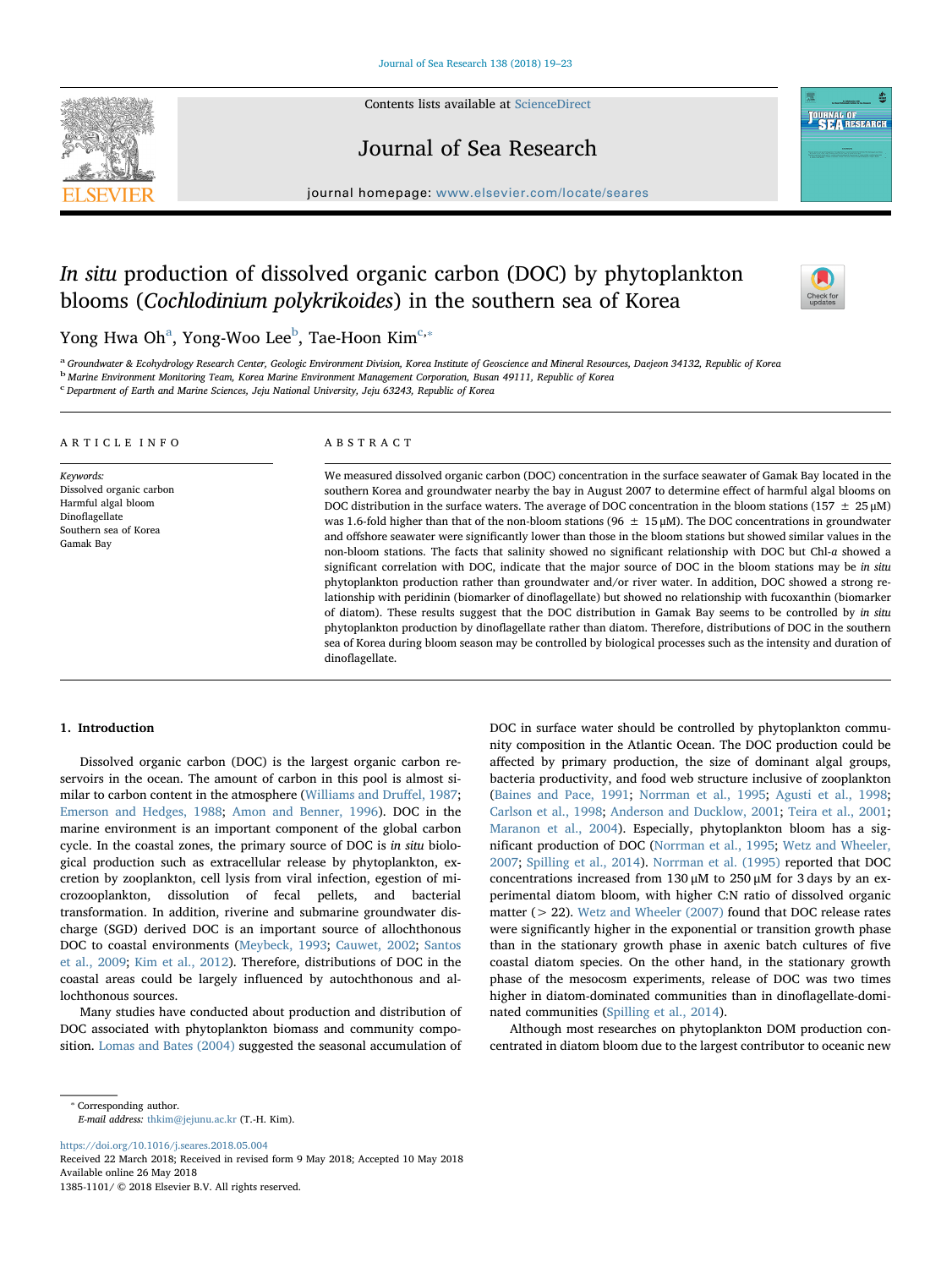# *In situ* production of dissolved organic carbon (DOC) by phytoplankton blooms (*Cochlodinium polykrikoides*) in the southern sea of Korea

Yong Hwa Oh[a], Yong-Woo Lee[b], Tae-Hoon Kim[c,*]

[a] Groundwater & Ecohydrology Research Center, Geologic Environment Division, Korea Institute of Geoscience and Mineral Resources, Daejeon 34132, Republic of Korea

[b] Marine Environment Monitoring Team, Korea Marine Environment Management Corporation, Busan 49111, Republic of Korea

[c] Department of Earth and Marine Sciences, Jeju National University, Jeju 63243, Republic of Korea

## ARTICLE INFO

*Keywords:*
Dissolved organic carbon
Harmful algal bloom
Dinoflagellate
Southern sea of Korea
Gamak Bay

## ABSTRACT

We measured dissolved organic carbon (DOC) concentration in the surface seawater of Gamak Bay located in the southern Korea and groundwater nearby the bay in August 2007 to determine effect of harmful algal blooms on DOC distribution in the surface waters. The average of DOC concentration in the bloom stations (157 ± 25 μM) was 1.6-fold higher than that of the non-bloom stations (96 ± 15 μM). The DOC concentrations in groundwater and offshore seawater were significantly lower than those in the bloom stations but showed similar values in the non-bloom stations. The facts that salinity showed no significant relationship with DOC but Chl-*a* showed a significant correlation with DOC, indicate that the major source of DOC in the bloom stations may be *in situ* phytoplankton production rather than groundwater and/or river water. In addition, DOC showed a strong relationship with peridinin (biomarker of dinoflagellate) but showed no relationship with fucoxanthin (biomarker of diatom). These results suggest that the DOC distribution in Gamak Bay seems to be controlled by *in situ* phytoplankton production by dinoflagellate rather than diatom. Therefore, distributions of DOC in the southern sea of Korea during bloom season may be controlled by biological processes such as the intensity and duration of dinoflagellate.

## 1. Introduction

Dissolved organic carbon (DOC) is the largest organic carbon reservoirs in the ocean. The amount of carbon in this pool is almost similar to carbon content in the atmosphere (Williams and Druffel, 1987; Emerson and Hedges, 1988; Amon and Benner, 1996). DOC in the marine environment is an important component of the global carbon cycle. In the coastal zones, the primary source of DOC is *in situ* biological production such as extracellular release by phytoplankton, excretion by zooplankton, cell lysis from viral infection, egestion of microzooplankton, dissolution of fecal pellets, and bacterial transformation. In addition, riverine and submarine groundwater discharge (SGD) derived DOC is an important source of allochthonous DOC to coastal environments (Meybeck, 1993; Cauwet, 2002; Santos et al., 2009; Kim et al., 2012). Therefore, distributions of DOC in the coastal areas could be largely influenced by autochthonous and allochthonous sources.

Many studies have conducted about production and distribution of DOC associated with phytoplankton biomass and community composition. Lomas and Bates (2004) suggested the seasonal accumulation of DOC in surface water should be controlled by phytoplankton community composition in the Atlantic Ocean. The DOC production could be affected by primary production, the size of dominant algal groups, bacteria productivity, and food web structure inclusive of zooplankton (Baines and Pace, 1991; Norrman et al., 1995; Agusti et al., 1998; Carlson et al., 1998; Anderson and Ducklow, 2001; Teira et al., 2001; Maranon et al., 2004). Especially, phytoplankton bloom has a significant production of DOC (Norrman et al., 1995; Wetz and Wheeler, 2007; Spilling et al., 2014). Norrman et al. (1995) reported that DOC concentrations increased from 130 μM to 250 μM for 3 days by an experimental diatom bloom, with higher C:N ratio of dissolved organic matter (> 22). Wetz and Wheeler (2007) found that DOC release rates were significantly higher in the exponential or transition growth phase than in the stationary growth phase in axenic batch cultures of five coastal diatom species. On the other hand, in the stationary growth phase of the mesocosm experiments, release of DOC was two times higher in diatom-dominated communities than in dinoflagellate-dominated communities (Spilling et al., 2014).

Although most researches on phytoplankton DOM production concentrated in diatom bloom due to the largest contributor to oceanic new

* Corresponding author.
*E-mail address:* thkim@jejunu.ac.kr (T.-H. Kim).

https://doi.org/10.1016/j.seares.2018.05.004
Received 22 March 2018; Received in revised form 9 May 2018; Accepted 10 May 2018
Available online 26 May 2018
1385-1101/ © 2018 Elsevier B.V. All rights reserved.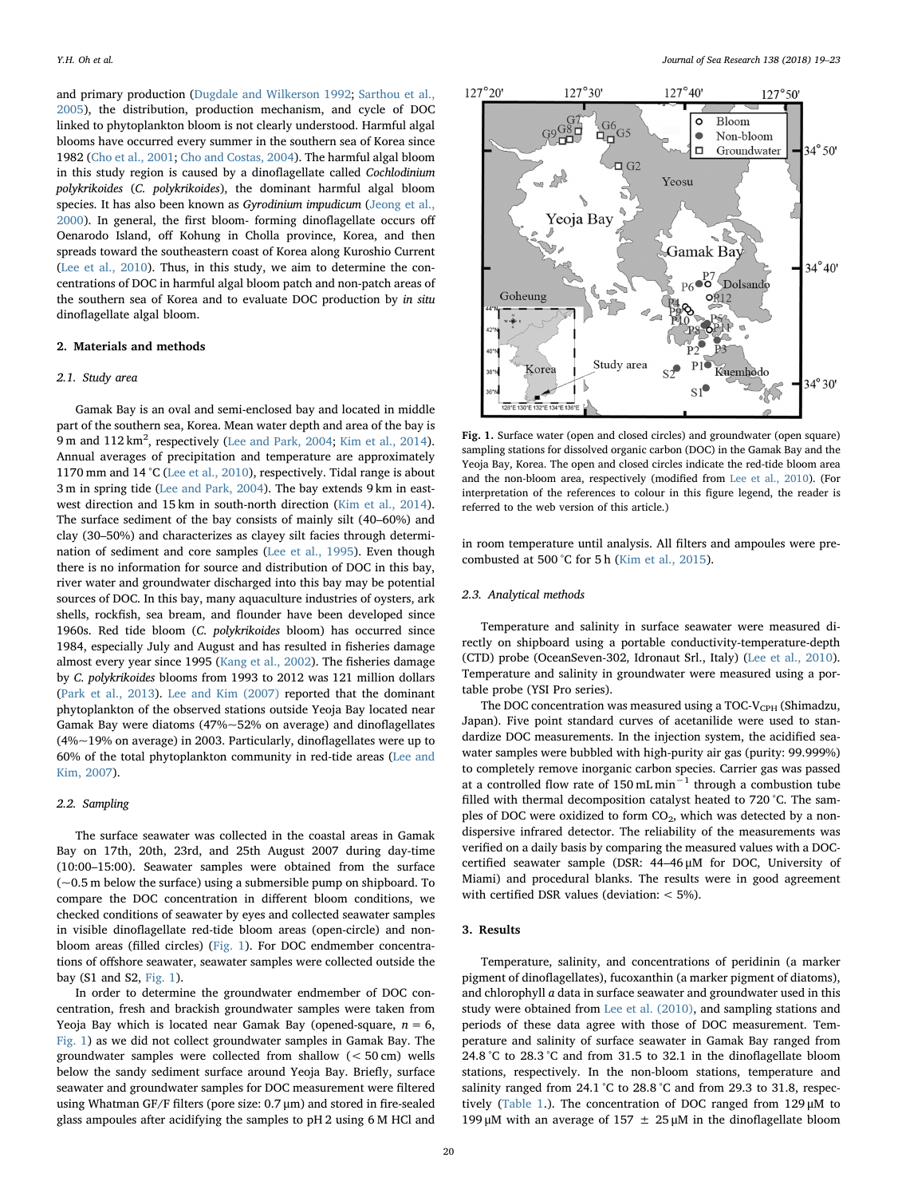and primary production (Dugdale and Wilkerson 1992; Sarthou et al., 2005), the distribution, production mechanism, and cycle of DOC linked to phytoplankton bloom is not clearly understood. Harmful algal blooms have occurred every summer in the southern sea of Korea since 1982 (Cho et al., 2001; Cho and Costas, 2004). The harmful algal bloom in this study region is caused by a dinoflagellate called *Cochlodinium polykrikoides* (*C. polykrikoides*), the dominant harmful algal bloom species. It has also been known as *Gyrodinium impudicum* (Jeong et al., 2000). In general, the first bloom- forming dinoflagellate occurs off Oenarodo Island, off Kohung in Cholla province, Korea, and then spreads toward the southeastern coast of Korea along Kuroshio Current (Lee et al., 2010). Thus, in this study, we aim to determine the concentrations of DOC in harmful algal bloom patch and non-patch areas of the southern sea of Korea and to evaluate DOC production by *in situ* dinoflagellate algal bloom.

## 2. Materials and methods

### 2.1. Study area

Gamak Bay is an oval and semi-enclosed bay and located in middle part of the southern sea, Korea. Mean water depth and area of the bay is 9 m and 112 $km^2$, respectively (Lee and Park, 2004; Kim et al., 2014). Annual averages of precipitation and temperature are approximately 1170 mm and 14 °C (Lee et al., 2010), respectively. Tidal range is about 3 m in spring tide (Lee and Park, 2004). The bay extends 9 km in east-west direction and 15 km in south-north direction (Kim et al., 2014). The surface sediment of the bay consists of mainly silt (40–60%) and clay (30–50%) and characterizes as clayey silt facies through determination of sediment and core samples (Lee et al., 1995). Even though there is no information for source and distribution of DOC in this bay, river water and groundwater discharged into this bay may be potential sources of DOC. In this bay, many aquaculture industries of oysters, ark shells, rockfish, sea bream, and flounder have been developed since 1960s. Red tide bloom (*C. polykrikoides* bloom) has occurred since 1984, especially July and August and has resulted in fisheries damage almost every year since 1995 (Kang et al., 2002). The fisheries damage by *C. polykrikoides* blooms from 1993 to 2012 was 121 million dollars (Park et al., 2013). Lee and Kim (2007) reported that the dominant phytoplankton of the observed stations outside Yeoja Bay located near Gamak Bay were diatoms (47%~52% on average) and dinoflagellates (4%~19% on average) in 2003. Particularly, dinoflagellates were up to 60% of the total phytoplankton community in red-tide areas (Lee and Kim, 2007).

### 2.2. Sampling

The surface seawater was collected in the coastal areas in Gamak Bay on 17th, 20th, 23rd, and 25th August 2007 during day-time (10:00–15:00). Seawater samples were obtained from the surface (~0.5 m below the surface) using a submersible pump on shipboard. To compare the DOC concentration in different bloom conditions, we checked conditions of seawater by eyes and collected seawater samples in visible dinoflagellate red-tide bloom areas (open-circle) and non-bloom areas (filled circles) (Fig. 1). For DOC endmember concentrations of offshore seawater, seawater samples were collected outside the bay (S1 and S2, Fig. 1).

In order to determine the groundwater endmember of DOC concentration, fresh and brackish groundwater samples were taken from Yeoja Bay which is located near Gamak Bay (opened-square, $n = 6$, Fig. 1) as we did not collect groundwater samples in Gamak Bay. The groundwater samples were collected from shallow (< 50 cm) wells below the sandy sediment surface around Yeoja Bay. Briefly, surface seawater and groundwater samples for DOC measurement were filtered using Whatman GF/F filters (pore size: 0.7 μm) and stored in fire-sealed glass ampoules after acidifying the samples to pH 2 using 6 M HCl and in room temperature until analysis. All filters and ampoules were pre-combusted at 500 °C for 5 h (Kim et al., 2015).

Fig. 1. Surface water (open and closed circles) and groundwater (open square) sampling stations for dissolved organic carbon (DOC) in the Gamak Bay and the Yeoja Bay, Korea. The open and closed circles indicate the red-tide bloom area and the non-bloom area, respectively (modified from Lee et al., 2010). (For interpretation of the references to colour in this figure legend, the reader is referred to the web version of this article.)

### 2.3. Analytical methods

Temperature and salinity in surface seawater were measured directly on shipboard using a portable conductivity-temperature-depth (CTD) probe (OceanSeven-302, Idronaut Srl., Italy) (Lee et al., 2010). Temperature and salinity in groundwater were measured using a portable probe (YSI Pro series).

The DOC concentration was measured using a TOC-$V_{CPH}$ (Shimadzu, Japan). Five point standard curves of acetanilide were used to standardize DOC measurements. In the injection system, the acidified seawater samples were bubbled with high-purity air gas (purity: 99.999%) to completely remove inorganic carbon species. Carrier gas was passed at a controlled flow rate of 150 mL $min^{-1}$ through a combustion tube filled with thermal decomposition catalyst heated to 720 °C. The samples of DOC were oxidized to form $CO_2$, which was detected by a non-dispersive infrared detector. The reliability of the measurements was verified on a daily basis by comparing the measured values with a DOC-certified seawater sample (DSR: 44–46 μM for DOC, University of Miami) and procedural blanks. The results were in good agreement with certified DSR values (deviation: < 5%).

## 3. Results

Temperature, salinity, and concentrations of peridinin (a marker pigment of dinoflagellates), fucoxanthin (a marker pigment of diatoms), and chlorophyll *a* data in surface seawater and groundwater used in this study were obtained from Lee et al. (2010), and sampling stations and periods of these data agree with those of DOC measurement. Temperature and salinity of surface seawater in Gamak Bay ranged from 24.8 °C to 28.3 °C and from 31.5 to 32.1 in the dinoflagellate bloom stations, respectively. In the non-bloom stations, temperature and salinity ranged from 24.1 °C to 28.8 °C and from 29.3 to 31.8, respectively (Table 1.). The concentration of DOC ranged from 129 μM to 199 μM with an average of 157 ± 25 μM in the dinoflagellate bloom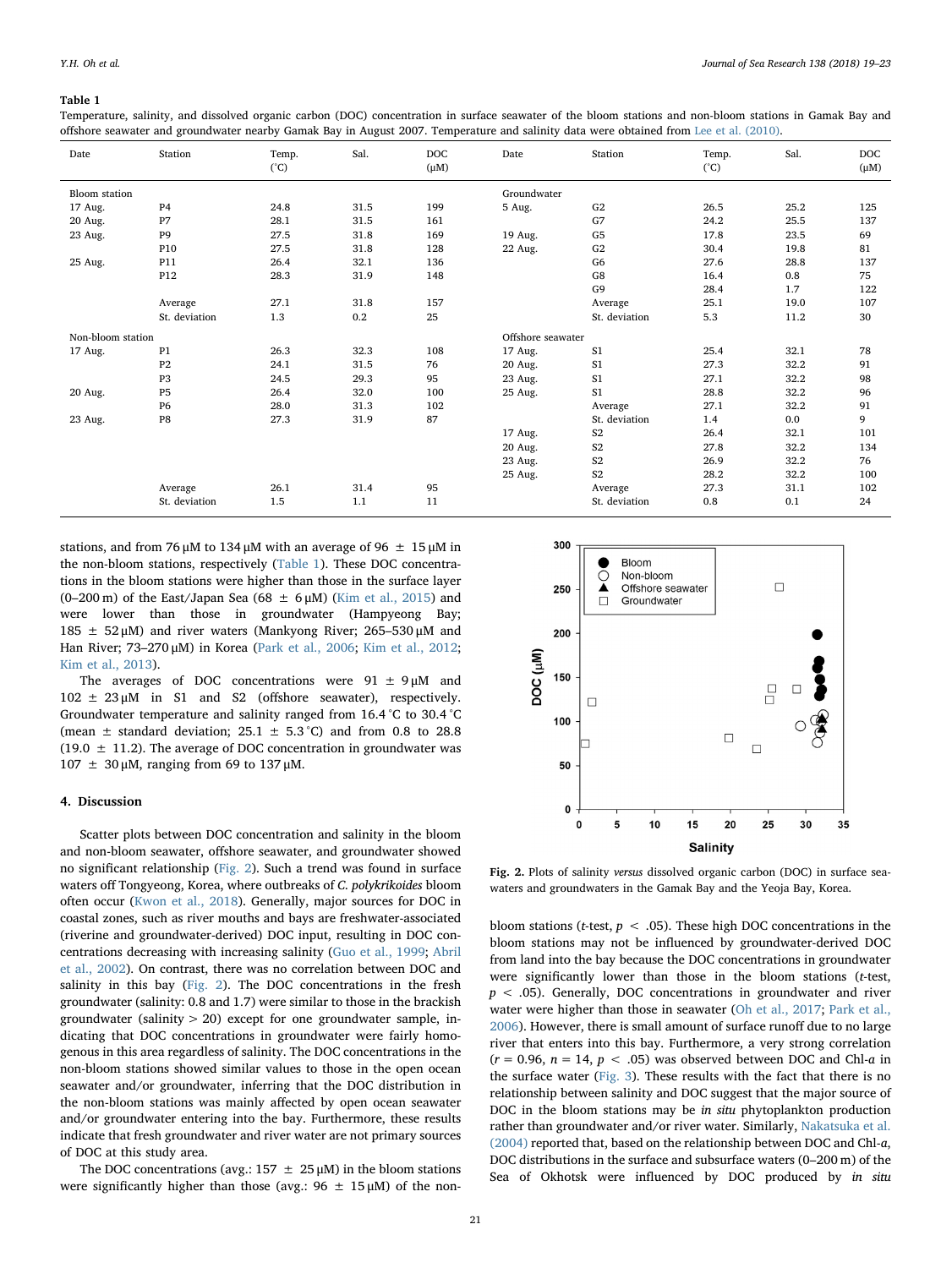**Table 1**

Temperature, salinity, and dissolved organic carbon (DOC) concentration in surface seawater of the bloom stations and non-bloom stations in Gamak Bay and offshore seawater and groundwater nearby Gamak Bay in August 2007. Temperature and salinity data were obtained from Lee et al. (2010).

| Date | Station | Temp. (°C) | Sal. | DOC (μM) | Date | Station | Temp. (°C) | Sal. | DOC (μM) |
|---|---|---|---|---|---|---|---|---|---|
| Bloom station | | | | | Groundwater | | | | |
| 17 Aug. | P4 | 24.8 | 31.5 | 199 | 5 Aug. | G2 | 26.5 | 25.2 | 125 |
| 20 Aug. | P7 | 28.1 | 31.5 | 161 | | G7 | 24.2 | 25.5 | 137 |
| 23 Aug. | P9 | 27.5 | 31.8 | 169 | 19 Aug. | G5 | 17.8 | 23.5 | 69 |
| | P10 | 27.5 | 31.8 | 128 | 22 Aug. | G2 | 30.4 | 19.8 | 81 |
| 25 Aug. | P11 | 26.4 | 32.1 | 136 | | G6 | 27.6 | 28.8 | 137 |
| | P12 | 28.3 | 31.9 | 148 | | G8 | 16.4 | 0.8 | 75 |
| | | | | | | G9 | 28.4 | 1.7 | 122 |
| | Average | 27.1 | 31.8 | 157 | | Average | 25.1 | 19.0 | 107 |
| | St. deviation | 1.3 | 0.2 | 25 | | St. deviation | 5.3 | 11.2 | 30 |
| Non-bloom station | | | | | Offshore seawater | | | | |
| 17 Aug. | P1 | 26.3 | 32.3 | 108 | 17 Aug. | S1 | 25.4 | 32.1 | 78 |
| | P2 | 24.1 | 31.5 | 76 | 20 Aug. | S1 | 27.3 | 32.2 | 91 |
| | P3 | 24.5 | 29.3 | 95 | 23 Aug. | S1 | 27.1 | 32.2 | 98 |
| 20 Aug. | P5 | 26.4 | 32.0 | 100 | 25 Aug. | S1 | 28.8 | 32.2 | 96 |
| | P6 | 28.0 | 31.3 | 102 | | Average | 27.1 | 32.2 | 91 |
| 23 Aug. | P8 | 27.3 | 31.9 | 87 | | St. deviation | 1.4 | 0.0 | 9 |
| | | | | | 17 Aug. | S2 | 26.4 | 32.1 | 101 |
| | | | | | 20 Aug. | S2 | 27.8 | 32.2 | 134 |
| | | | | | 23 Aug. | S2 | 26.9 | 32.2 | 76 |
| | | | | | 25 Aug. | S2 | 28.2 | 32.2 | 100 |
| | Average | 26.1 | 31.4 | 95 | | Average | 27.3 | 31.1 | 102 |
| | St. deviation | 1.5 | 1.1 | 11 | | St. deviation | 0.8 | 0.1 | 24 |

stations, and from 76 μM to 134 μM with an average of 96 ± 15 μM in the non-bloom stations, respectively (Table 1). These DOC concentrations in the bloom stations were higher than those in the surface layer (0–200 m) of the East/Japan Sea (68 ± 6 μM) (Kim et al., 2015) and were lower than those in groundwater (Hampyeong Bay; 185 ± 52 μM) and river waters (Mankyong River; 265–530 μM and Han River; 73–270 μM) in Korea (Park et al., 2006; Kim et al., 2012; Kim et al., 2013).

The averages of DOC concentrations were 91 ± 9 μM and 102 ± 23 μM in S1 and S2 (offshore seawater), respectively. Groundwater temperature and salinity ranged from 16.4 °C to 30.4 °C (mean ± standard deviation; 25.1 ± 5.3 °C) and from 0.8 to 28.8 (19.0 ± 11.2). The average of DOC concentration in groundwater was 107 ± 30 μM, ranging from 69 to 137 μM.

## 4. Discussion

Scatter plots between DOC concentration and salinity in the bloom and non-bloom seawater, offshore seawater, and groundwater showed no significant relationship (Fig. 2). Such a trend was found in surface waters off Tongyeong, Korea, where outbreaks of *C. polykrikoides* bloom often occur (Kwon et al., 2018). Generally, major sources for DOC in coastal zones, such as river mouths and bays are freshwater-associated (riverine and groundwater-derived) DOC input, resulting in DOC concentrations decreasing with increasing salinity (Guo et al., 1999; Abril et al., 2002). On contrast, there was no correlation between DOC and salinity in this bay (Fig. 2). The DOC concentrations in the fresh groundwater (salinity: 0.8 and 1.7) were similar to those in the brackish groundwater (salinity > 20) except for one groundwater sample, indicating that DOC concentrations in groundwater were fairly homogenous in this area regardless of salinity. The DOC concentrations in the non-bloom stations showed similar values to those in the open ocean seawater and/or groundwater, inferring that the DOC distribution in the non-bloom stations was mainly affected by open ocean seawater and/or groundwater entering into the bay. Furthermore, these results indicate that fresh groundwater and river water are not primary sources of DOC at this study area.

The DOC concentrations (avg.: 157 ± 25 μM) in the bloom stations were significantly higher than those (avg.: 96 ± 15 μM) of the non-bloom stations ($t$-test, $p < .05$). These high DOC concentrations in the bloom stations may not be influenced by groundwater-derived DOC from land into the bay because the DOC concentrations in groundwater were significantly lower than those in the bloom stations ($t$-test, $p < .05$). Generally, DOC concentrations in groundwater and river water were higher than those in seawater (Oh et al., 2017; Park et al., 2006). However, there is small amount of surface runoff due to no large river that enters into this bay. Furthermore, a very strong correlation ($r = 0.96$, $n = 14$, $p < .05$) was observed between DOC and Chl-*a* in the surface water (Fig. 3). These results with the fact that there is no relationship between salinity and DOC suggest that the major source of DOC in the bloom stations may be *in situ* phytoplankton production rather than groundwater and/or river water. Similarly, Nakatsuka et al. (2004) reported that, based on the relationship between DOC and Chl-*a*, DOC distributions in the surface and subsurface waters (0–200 m) of the Sea of Okhotsk were influenced by DOC produced by *in situ*

**Fig. 2.** Plots of salinity *versus* dissolved organic carbon (DOC) in surface seawaters and groundwaters in the Gamak Bay and the Yeoja Bay, Korea.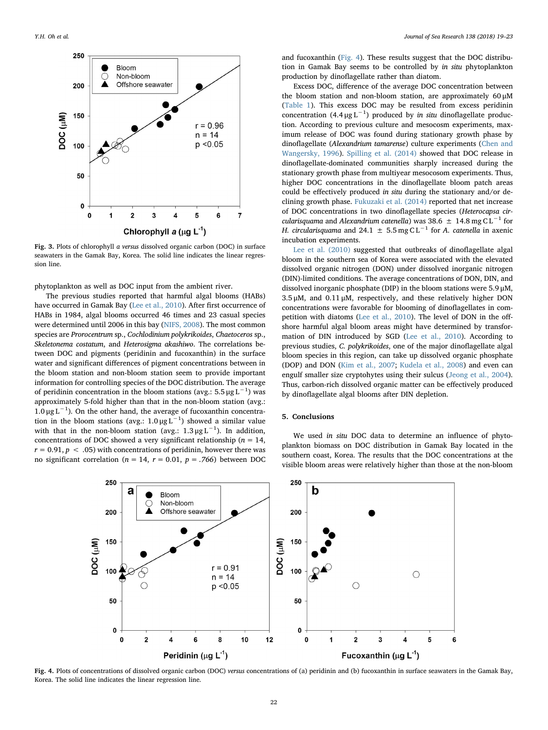Fig. 3. Plots of chlorophyll *a versus* dissolved organic carbon (DOC) in surface seawaters in the Gamak Bay, Korea. The solid line indicates the linear regression line.

phytoplankton as well as DOC input from the ambient river.

The previous studies reported that harmful algal blooms (HABs) have occurred in Gamak Bay (Lee et al., 2010). After first occurrence of HABs in 1984, algal blooms occurred 46 times and 23 casual species were determined until 2006 in this bay (NIFS, 2008). The most common species are *Prorocentrum* sp., *Cochlodinium polykrikoides*, *Chaetoceros* sp., *Skeletonema costatum*, and *Heterosigma akashiwo*. The correlations between DOC and pigments (peridinin and fucoxanthin) in the surface water and significant differences of pigment concentrations between in the bloom station and non-bloom station seem to provide important information for controlling species of the DOC distribution. The average of peridinin concentration in the bloom stations (avg.: 5.5 μg L$^{-1}$) was approximately 5-fold higher than that in the non-bloom station (avg.: 1.0 μg L$^{-1}$). On the other hand, the average of fucoxanthin concentration in the bloom stations (avg.: 1.0 μg L$^{-1}$) showed a similar value with that in the non-bloom station (avg.: 1.3 μg L$^{-1}$). In addition, concentrations of DOC showed a very significant relationship ($n = 14$, $r = 0.91$, $p < .05$) with concentrations of peridinin, however there was no significant correlation ($n = 14$, $r = 0.01$, $p = .766$) between DOC and fucoxanthin (Fig. 4). These results suggest that the DOC distribution in Gamak Bay seems to be controlled by *in situ* phytoplankton production by dinoflagellate rather than diatom.

Excess DOC, difference of the average DOC concentration between the bloom station and non-bloom station, are approximately 60 μM (Table 1). This excess DOC may be resulted from excess peridinin concentration (4.4 μg L$^{-1}$) produced by *in situ* dinoflagellate production. According to previous culture and mesocosm experiments, maximum release of DOC was found during stationary growth phase by dinoflagellate (*Alexandrium tamarense*) culture experiments (Chen and Wangersky, 1996). Spilling et al. (2014) showed that DOC release in dinoflagellate-dominated communities sharply increased during the stationary growth phase from multiyear mesocosom experiments. Thus, higher DOC concentrations in the dinoflagellate bloom patch areas could be effectively produced *in situ* during the stationary and/or declining growth phase. Fukuzaki et al. (2014) reported that net increase of DOC concentrations in two dinoflagellate species (*Heterocapsa circularisquama* and *Alexandrium catenella*) was 38.6 ± 14.8 mg C L$^{-1}$ for *H. circularisquama* and 24.1 ± 5.5 mg C L$^{-1}$ for *A. catenella* in axenic incubation experiments.

Lee et al. (2010) suggested that outbreaks of dinoflagellate algal bloom in the southern sea of Korea were associated with the elevated dissolved organic nitrogen (DON) under dissolved inorganic nitrogen (DIN)-limited conditions. The average concentrations of DON, DIN, and dissolved inorganic phosphate (DIP) in the bloom stations were 5.9 μM, 3.5 μM, and 0.11 μM, respectively, and these relatively higher DON concentrations were favorable for blooming of dinoflagellates in competition with diatoms (Lee et al., 2010). The level of DON in the offshore harmful algal bloom areas might have determined by transformation of DIN introduced by SGD (Lee et al., 2010). According to previous studies, *C. polykrikoides*, one of the major dinoflagellate algal bloom species in this region, can take up dissolved organic phosphate (DOP) and DON (Kim et al., 2007; Kudela et al., 2008) and even can engulf smaller size cryptohytes using their sulcus (Jeong et al., 2004). Thus, carbon-rich dissolved organic matter can be effectively produced by dinoflagellate algal blooms after DIN depletion.

## 5. Conclusions

We used *in situ* DOC data to determine an influence of phytoplankton biomass on DOC distribution in Gamak Bay located in the southern coast, Korea. The results that the DOC concentrations at the visible bloom areas were relatively higher than those at the non-bloom

Fig. 4. Plots of concentrations of dissolved organic carbon (DOC) *versus* concentrations of (a) peridinin and (b) fucoxanthin in surface seawaters in the Gamak Bay, Korea. The solid line indicates the linear regression line.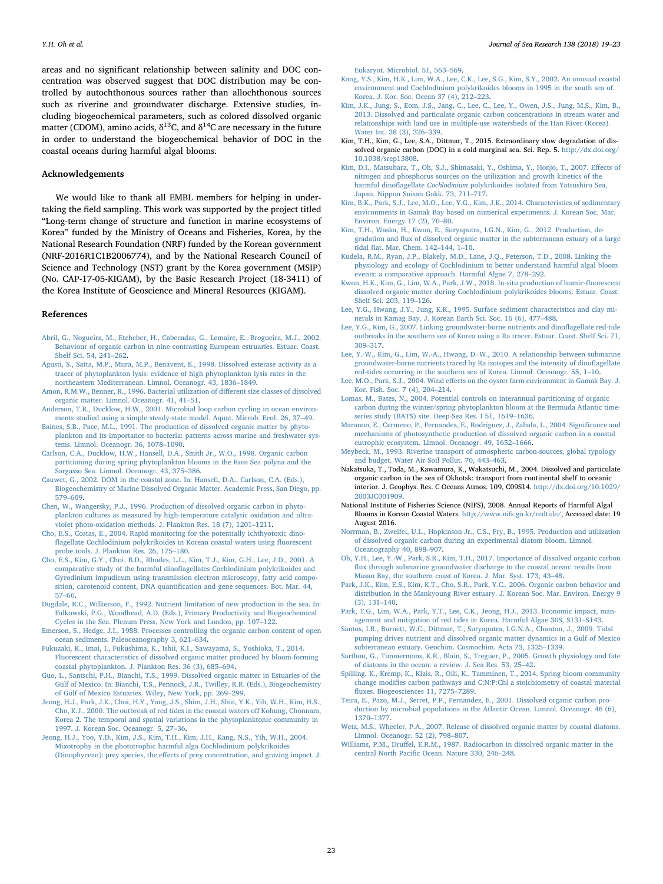areas and no significant relationship between salinity and DOC concentration was observed suggest that DOC distribution may be controlled by autochthonous sources rather than allochthonous sources such as riverine and groundwater discharge. Extensive studies, including biogeochemical parameters, such as colored dissolved organic matter (CDOM), amino acids, $\delta^{13}C$, and $\delta^{14}C$ are necessary in the future in order to understand the biogeochemical behavior of DOC in the coastal oceans during harmful algal blooms.

## Acknowledgements

We would like to thank all EMBL members for helping in undertaking the field sampling. This work was supported by the project titled "Long-term change of structure and function in marine ecosystems of Korea" funded by the Ministry of Oceans and Fisheries, Korea, by the National Research Foundation (NRF) funded by the Korean government (NRF-2016R1C1B2006774), and by the National Research Council of Science and Technology (NST) grant by the Korea government (MSIP) (No. CAP-17-05-KIGAM), by the Basic Research Project (18-3411) of the Korea Institute of Geoscience and Mineral Resources (KIGAM).

## References

Abril, G., Nogueira, M., Etcheber, H., Cabecadas, G., Lemaire, E., Brogueira, M.J., 2002. Behaviour of organic carbon in nine contrasting European estuaries. Estuar. Coast. Shelf Sci. 54, 241–262.

Agusti, S., Satta, M.P., Mura, M.P., Benavent, E., 1998. Dissolved esterase activity as a tracer of phytoplankton lysis: evidence of high phytoplankton lysis rates in the northeastern Mediterranean. Limnol. Oceanogr. 43, 1836–1849.

Amon, R.M.W., Benner, R., 1996. Bacterial utilization of different size classes of dissolved organic matter. Limnol. Oceanogr. 41, 41–51.

Anderson, T.R., Ducklow, H.W., 2001. Microbial loop carbon cycling in ocean environments studied using a simple steady-state model. Aquat. Microb. Ecol. 26, 37–49.

Baines, S.B., Pace, M.L., 1991. The production of dissolved organic matter by phytoplankton and its importance to bacteria: patterns across marine and freshwater systems. Limnol. Oceanogr. 36, 1078–1090.

Carlson, C.A., Ducklow, H.W., Hansell, D.A., Smith Jr., W.O., 1998. Organic carbon partitioning during spring phytoplankton blooms in the Ross Sea polyna and the Sargasso Sea. Limnol. Oceanogr. 43, 375–386.

Cauwet, G., 2002. DOM in the coastal zone. In: Hansell, D.A., Carlson, C.A. (Eds.), Biogeochemistry of Marine Dissolved Organic Matter. Academic Press, San Diego, pp. 579–609.

Chen, W., Wangersky, P.J., 1996. Production of dissolved organic carbon in phytoplankton cultures as measured by high-temperature catalytic oxidation and ultraviolet photo-oxidation methods. J. Plankton Res. 18 (7), 1201–1211.

Cho, E.S., Costas, E., 2004. Rapid monitoring for the potentially ichthyotoxic dinoflagellate Cochlodinium polykrikoides in Korean coastal waters using fluorescent probe tools. J. Plankton Res. 26, 175–180.

Cho, E.S., Kim, G.Y., Choi, B.D., Rhodes, L.L., Kim, T.J., Kim, G.H., Lee, J.D., 2001. A comparative study of the harmful dinoflagellates Cochlodinium polykrikoides and Gyrodinium impudicum using transmission electron microscopy, fatty acid composition, carotenoid content, DNA quantification and gene sequences. Bot. Mar. 44, 57–66.

Dugdale, R.C., Wilkerson, F., 1992. Nutrient limitation of new production in the sea. In: Falkowski, P.G., Woodhead, A.D. (Eds.), Primary Productivity and Biogeochemical Cycles in the Sea. Plenum Press, New York and London, pp. 107–122.

Emerson, S., Hedge, J.I., 1988. Processes controlling the organic carbon content of open ocean sediments. Paleoceanography 3, 621–634.

Fukuzaki, K., Imai, I., Fukushima, K., Ishii, K.I., Sawayama, S., Yoshioka, T., 2014. Fluorescent characteristics of dissolved organic matter produced by bloom-forming coastal phytoplankton. J. Plankton Res. 36 (3), 685–694.

Guo, L., Santschi, P.H., Bianchi, T.S., 1999. Dissolved organic matter in Estuaries of the Gulf of Mexico. In: Bianchi, T.S., Pennock, J.R., Twilley, R.R. (Eds.), Biogeochemistry of Gulf of Mexico Estuaries. Wiley, New York, pp. 269–299.

Jeong, H.J., Park, J.K., Choi, H.Y., Yang, J.S., Shim, J.H., Shin, Y.K., Yih, W.H., Kim, H.S., Cho, K.J., 2000. The outbreak of red tides in the coastal waters off Kohung, Chonnam, Korea 2. The temporal and spatial variations in the phytoplanktonic community in 1997. J. Korean Soc. Oceanogr. 5, 27–36.

Jeong, H.J., Yoo, Y.D., Kim, J.S., Kim, T.H., Kim, J.H., Kang, N.S., Yih, W.H., 2004. Mixotrophy in the phototrophic harmful alga Cochlodinium polykrikoides (Dinophycean): prey species, the effects of prey concentration, and grazing impact. J. Eukaryot. Microbiol. 51, 563–569.

Kang, Y.S., Kim, H.K., Lim, W.A., Lee, C.K., Lee, S.G., Kim, S.Y., 2002. An unusual coastal environment and Cochlodinium polykrikoides blooms in 1995 in the south sea of. Korea. J. Kor. Soc. Ocean 37 (4), 212–223.

Kim, J.K., Jung, S., Eom, J.S., Jang, C., Lee, Y., Owen, J.S., Jung, M.S., Kim, B., 2013. Dissolved and particulate organic carbon concentrations in stream water and relationships with land use in multiple-use watersheds of the Han River (Korea). Water Int. 38 (3), 326–339.

Kim, T.H., Kim, G., Lee, S.A., Dittmar, T., 2015. Extraordinary slow degradation of dissolved organic carbon (DOC) in a cold marginal sea. Sci. Rep. 5. http://dx.doi.org/10.1038/srep13808.

Kim, D.I., Matsubara, T., Oh, S.J., Shimasaki, Y., Oshima, Y., Honjo, T., 2007. Effects of nitrogen and phosphorus sources on the utilization and growth kinetics of the harmful dinoflagellate *Cochlodinium* polykrikoides isolated from Yatsushiro Sea, Japan. Nippon Suisan Gakk. 73, 711–717.

Kim, B.K., Park, S.J., Lee, M.O., Lee, Y.G., Kim, J.K., 2014. Characteristics of sedimentary environments in Gamak Bay based on numerical experiments. J. Korean Soc. Mar. Environ. Energy 17 (2), 70–80.

Kim, T.H., Waska, H., Kwon, E., Suryaputra, I.G.N., Kim, G., 2012. Production, degradation and flux of dissolved organic matter in the subterranean estuary of a large tidal flat. Mar. Chem. 142–144, 1–10.

Kudela, R.M., Ryan, J.P., Blakely, M.D., Lane, J.Q., Peterson, T.D., 2008. Linking the physiology and ecology of Cochlodinium to better understand harmful algal bloom events: a comparative approach. Harmful Algae 7, 278–292.

Kwon, H.K., Kim, G., Lim, W.A., Park, J.W., 2018. In-situ production of humic-fluorescent dissolved organic matter during Cochlodinium polykrikoides blooms. Estuar. Coast. Shelf Sci. 203, 119–126.

Lee, Y.G., Hwang, J.Y., Jung, K.K., 1995. Surface sediment characteristics and clay minerals in Kamag Bay. J. Korean Earth Sci. Soc. 16 (6), 477–488.

Lee, Y.G., Kim, G., 2007. Linking groundwater-borne nutrients and dinoflagellate red-tide outbreaks in the southern sea of Korea using a Ra tracer. Estuar. Coast. Shelf Sci. 71, 309–317.

Lee, Y.-W., Kim, G., Lim, W.-A., Hwang, D.-W., 2010. A relationship between submarine groundwater-borne nutrients traced by Ra isotopes and the intensity of dinoflagellate red-tides occurring in the southern sea of Korea. Limnol. Oceanogr. 55, 1–10.

Lee, M.O., Park, S.J., 2004. Wind effects on the oyster farm environment in Gamak Bay. J. Kor. Fish. Soc. 7 (4), 204–214.

Lomas, M., Bates, N., 2004. Potential controls on interannual partitioning of organic carbon during the winter/spring phytoplankton bloom at the Bermuda Atlantic time-series study (BATS) site. Deep-Sea Res. I 51, 1619–1636.

Maranon, E., Cermeno, P., Fernandez, E., Rodriguez, J., Zabala, L., 2004. Significance and mechanisms of photosynthetic production of dissolved organic carbon in a coastal eutrophic ecosystem. Limnol. Oceanogr. 49, 1652–1666.

Meybeck, M., 1993. Riverine transport of atmospheric carbon-sources, global typology and budget. Water Air Soil Pollut. 70, 443–463.

Nakatsuka, T., Toda, M., Kawamura, K., Wakatsuchi, M., 2004. Dissolved and particulate organic carbon in the sea of Okhotsk: transport from continental shelf to oceanic interior. J. Geophys. Res. C Oceans Atmos. 109, C09S14. http://dx.doi.org/10.1029/2003JC001909.

National Institute of Fisheries Science (NIFS), 2008. Annual Reports of Harmful Algal Blooms in Korean Coastal Waters. http://www.nifs.go.kr/redtide/, Accessed date: 19 August 2016.

Norrman, B., Zweifel, U.L., Hopkinson Jr., C.S., Fry, B., 1995. Production and utilization of dissolved organic carbon during an experimental diatom bloom. Limnol. Oceanography 40, 898–907.

Oh, Y.H., Lee, Y.-W., Park, S.R., Kim, T.H., 2017. Importance of dissolved organic carbon flux through submarine groundwater discharge to the coastal ocean: results from Masan Bay, the southern coast of Korea. J. Mar. Syst. 173, 43–48.

Park, J.K., Kim, E.S., Kim, K.T., Cho, S.R., Park, Y.C., 2006. Organic carbon behavior and distribution in the Mankyoung River estuary. J. Korean Soc. Mar. Environ. Energy 9 (3), 131–140.

Park, T.G., Lim, W.A., Park, Y.T., Lee, C.K., Jeong, H.J., 2013. Economic impact, management and mitigation of red tides in Korea. Harmful Algae 30S, S131–S143.

Santos, I.R., Burnett, W.C., Dittmar, T., Suryaputra, I.G.N.A., Chanton, J., 2009. Tidal pumping drives nutrient and dissolved organic matter dynamics in a Gulf of Mexico subterranean estuary. Geochim. Cosmochim. Acta 73, 1325–1339.

Sarthou, G., Timmermans, K.R., Blain, S., Treguer, P., 2005. Growth physiology and fate of diatoms in the ocean: a review. J. Sea Res. 53, 25–42.

Spilling, K., Kremp, K., Klais, R., Olli, K., Tamminen, T., 2014. Spring bloom community change modifies carbon pathways and C:N:P:Chl a stoichiometry of coastal material fluxes. Biogeosciences 11, 7275–7289.

Teira, E., Pazo, M.J., Serret, P.P., Fernandez, E., 2001. Dissolved organic carbon production by microbial populations in the Atlantic Ocean. Limnol. Oceanogr. 46 (6), 1370–1377.

Wetz, M.S., Wheeler, P.A., 2007. Release of dissolved organic matter by coastal diatoms. Limnol. Oceanogr. 52 (2), 798–807.

Williams, P.M., Druffel, E.R.M., 1987. Radiocarbon in dissolved organic matter in the central North Pacific Ocean. Nature 330, 246–248.